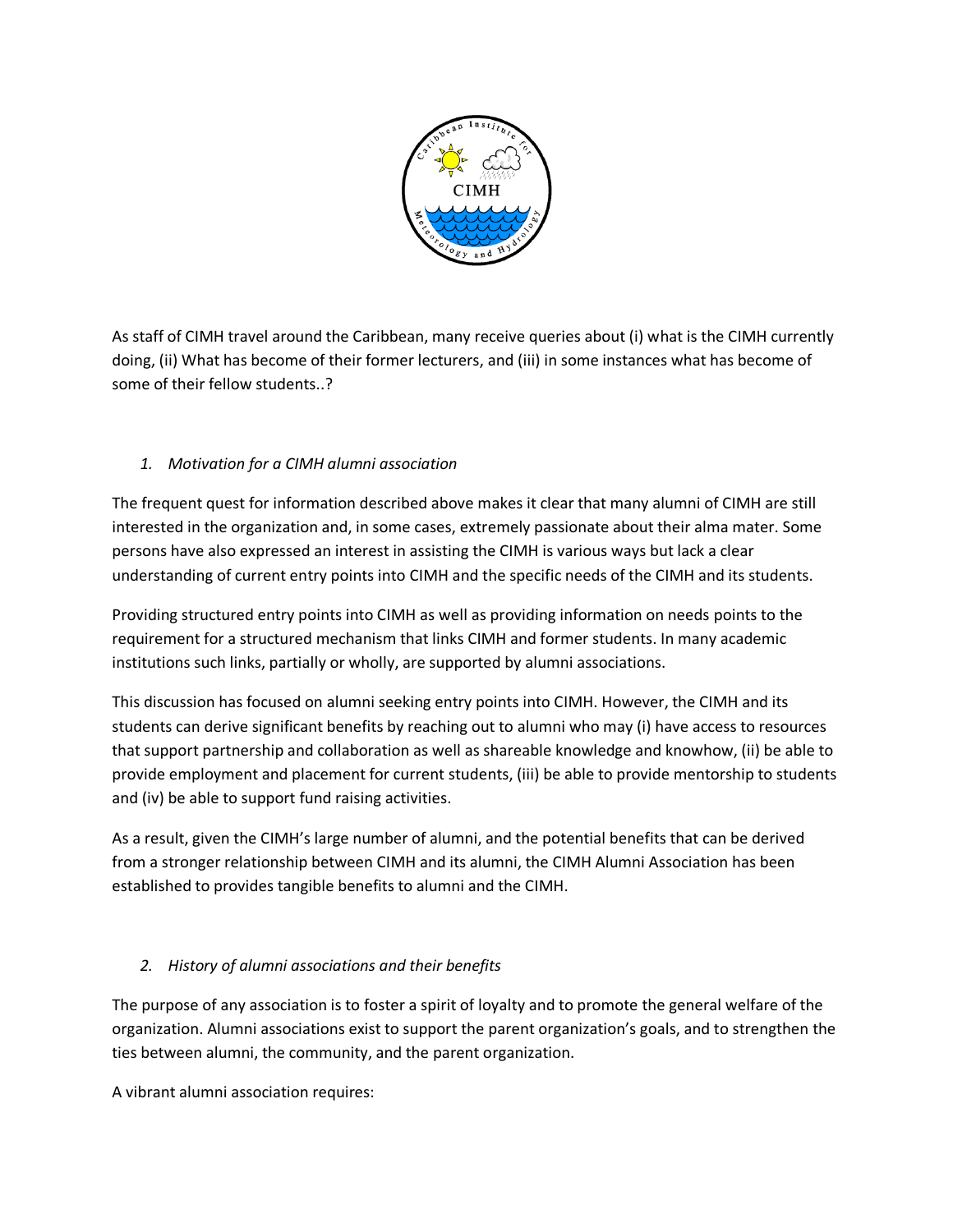As staff of CIMH travel around the Caribbean, many receive queries about (i) what is the CIMH currently doing, (ii) What has become of their former lecturers, and (iii) in some instances what has become of some of their fellow students..?

### *1. Motivation for a CIMH alumni association*

The frequent quest for information described above makes it clear that many alumni of CIMH are still interested in the organization and, in some cases, extremely passionate about their alma mater. Some persons have also expressed an interest in assisting the CIMH is various ways but lack a clear understanding of current entry points into CIMH and the specific needs of the CIMH and its students.

Providing structured entry points into CIMH as well as providing information on needs points to the requirement for a structured mechanism that links CIMH and former students. In many academic institutions such links, partially or wholly, are supported by alumni associations.

This discussion has focused on alumni seeking entry points into CIMH. However, the CIMH and its students can derive significant benefits by reaching out to alumni who may (i) have access to resources that support partnership and collaboration as well as shareable knowledge and knowhow, (ii) be able to provide employment and placement for current students, (iii) be able to provide mentorship to students and (iv) be able to support fund raising activities.

As a result, given the CIMH's large number of alumni, and the potential benefits that can be derived from a stronger relationship between CIMH and its alumni, the CIMH Alumni Association has been established to provides tangible benefits to alumni and the CIMH.

### *2. History of alumni associations and their benefits*

The purpose of any association is to foster a spirit of loyalty and to promote the general welfare of the organization. Alumni associations exist to support the parent organization's goals, and to strengthen the ties between alumni, the community, and the parent organization.

A vibrant alumni association requires: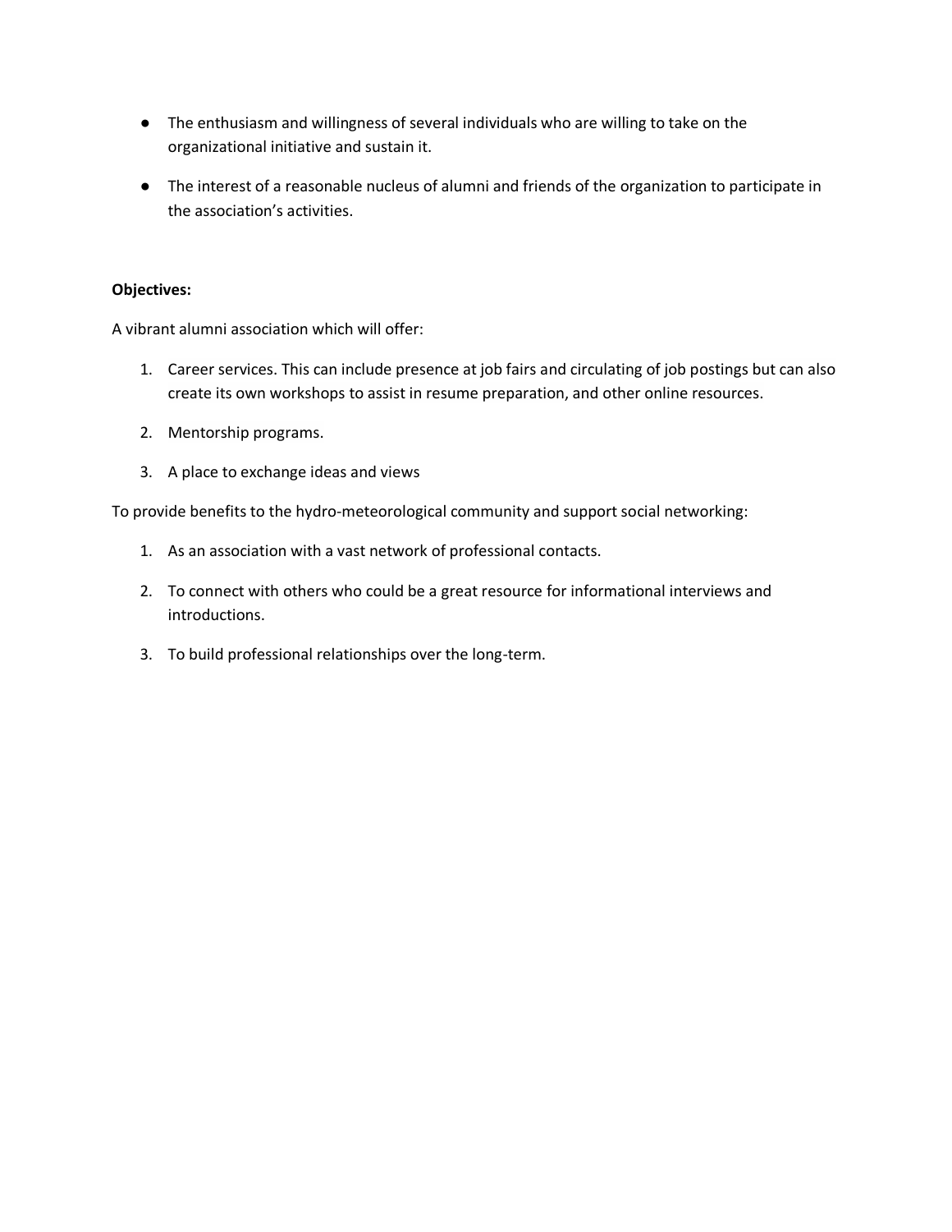- The enthusiasm and willingness of several individuals who are willing to take on the organizational initiative and sustain it.
- The interest of a reasonable nucleus of alumni and friends of the organization to participate in the association's activities.

**Objectives:**

A vibrant alumni association which will offer:

1. Career services. This can include presence at job fairs and circulating of job postings but can also create its own workshops to assist in resume preparation, and other online resources.
2. Mentorship programs.
3. A place to exchange ideas and views

To provide benefits to the hydro-meteorological community and support social networking:

1. As an association with a vast network of professional contacts.
2. To connect with others who could be a great resource for informational interviews and introductions.
3. To build professional relationships over the long-term.